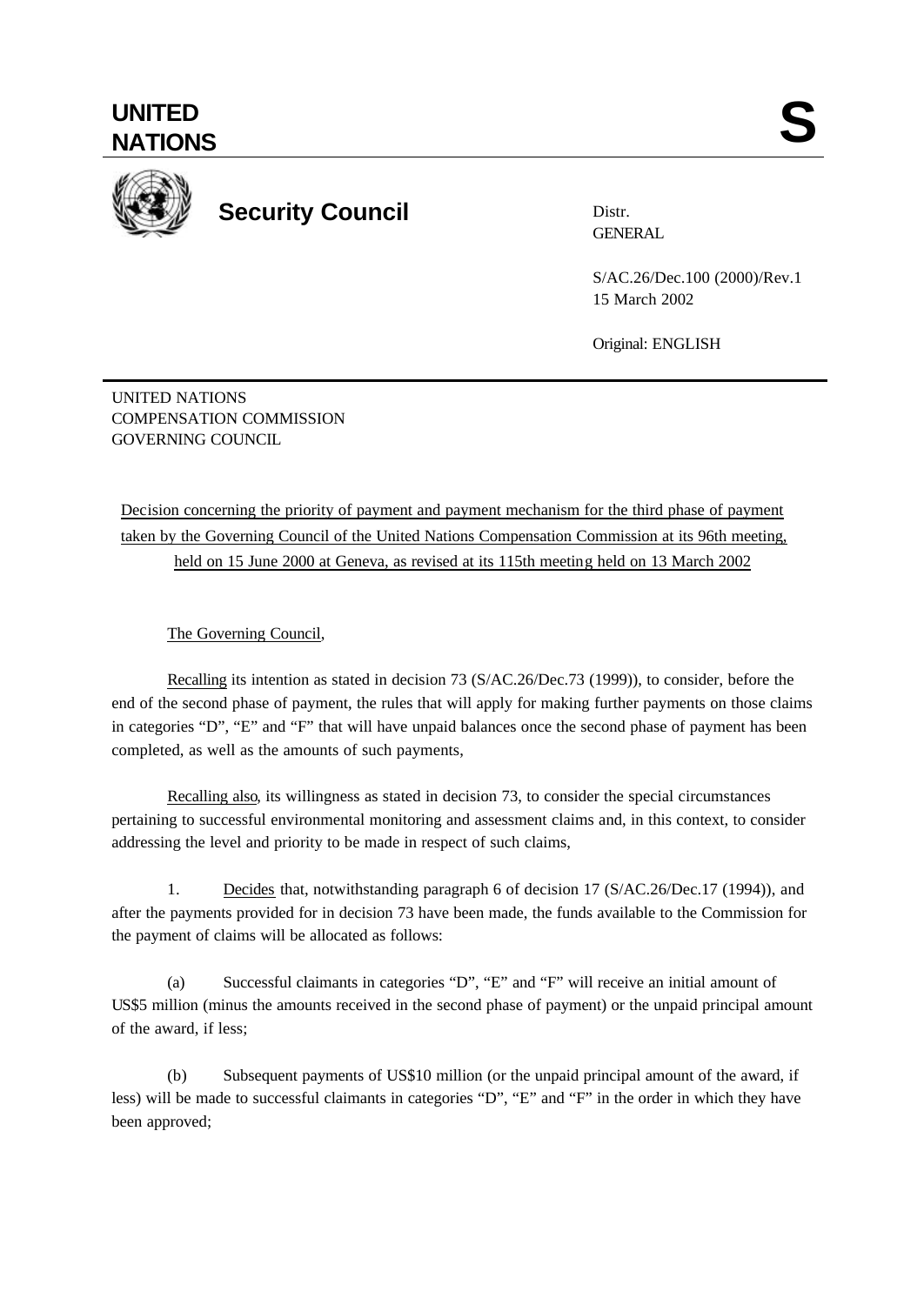# UNITED NATIONS

**S**

## Security Council

Distr.
GENERAL

S/AC.26/Dec.100 (2000)/Rev.1
15 March 2002

Original: ENGLISH

UNITED NATIONS
COMPENSATION COMMISSION
GOVERNING COUNCIL

Decision concerning the priority of payment and payment mechanism for the third phase of payment taken by the Governing Council of the United Nations Compensation Commission at its 96th meeting, held on 15 June 2000 at Geneva, as revised at its 115th meeting held on 13 March 2002

The Governing Council,

Recalling its intention as stated in decision 73 (S/AC.26/Dec.73 (1999)), to consider, before the end of the second phase of payment, the rules that will apply for making further payments on those claims in categories "D", "E" and "F" that will have unpaid balances once the second phase of payment has been completed, as well as the amounts of such payments,

Recalling also, its willingness as stated in decision 73, to consider the special circumstances pertaining to successful environmental monitoring and assessment claims and, in this context, to consider addressing the level and priority to be made in respect of such claims,

1. Decides that, notwithstanding paragraph 6 of decision 17 (S/AC.26/Dec.17 (1994)), and after the payments provided for in decision 73 have been made, the funds available to the Commission for the payment of claims will be allocated as follows:

(a) Successful claimants in categories "D", "E" and "F" will receive an initial amount of US$5 million (minus the amounts received in the second phase of payment) or the unpaid principal amount of the award, if less;

(b) Subsequent payments of US$10 million (or the unpaid principal amount of the award, if less) will be made to successful claimants in categories "D", "E" and "F" in the order in which they have been approved;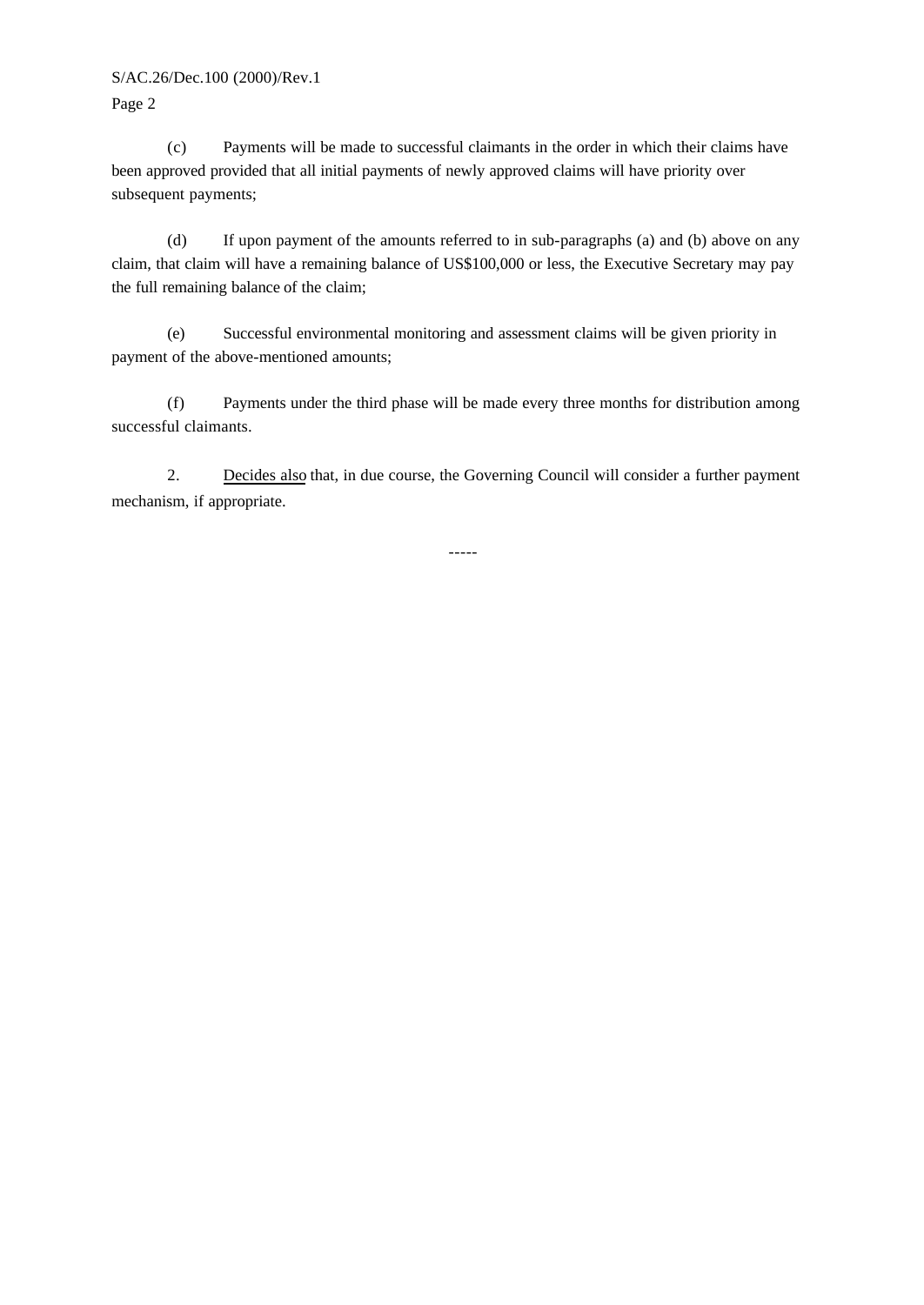(c) Payments will be made to successful claimants in the order in which their claims have been approved provided that all initial payments of newly approved claims will have priority over subsequent payments;

(d) If upon payment of the amounts referred to in sub-paragraphs (a) and (b) above on any claim, that claim will have a remaining balance of US$100,000 or less, the Executive Secretary may pay the full remaining balance of the claim;

(e) Successful environmental monitoring and assessment claims will be given priority in payment of the above-mentioned amounts;

(f) Payments under the third phase will be made every three months for distribution among successful claimants.

2. Decides also that, in due course, the Governing Council will consider a further payment mechanism, if appropriate.

-----